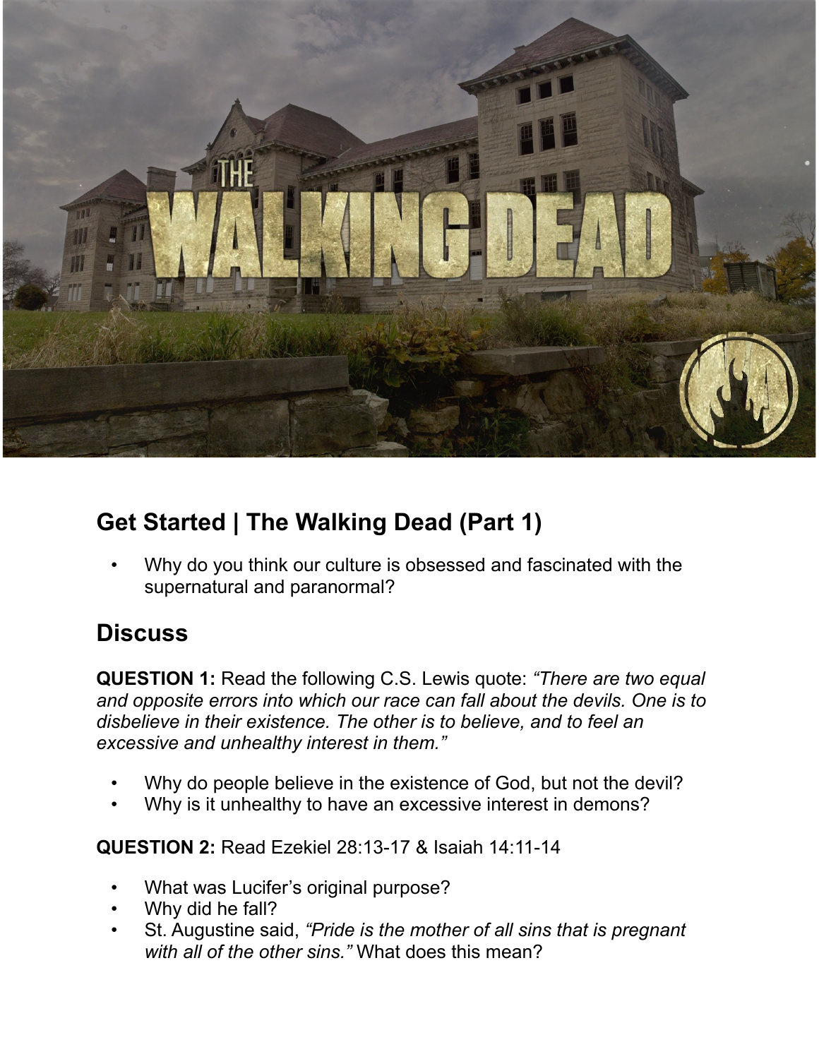## Get Started | The Walking Dead (Part 1)

- Why do you think our culture is obsessed and fascinated with the supernatural and paranormal?

## Discuss

**QUESTION 1:** Read the following C.S. Lewis quote: *"There are two equal and opposite errors into which our race can fall about the devils. One is to disbelieve in their existence. The other is to believe, and to feel an excessive and unhealthy interest in them."*

- Why do people believe in the existence of God, but not the devil?
- Why is it unhealthy to have an excessive interest in demons?

**QUESTION 2:** Read Ezekiel 28:13-17 & Isaiah 14:11-14

- What was Lucifer's original purpose?
- Why did he fall?
- St. Augustine said, *"Pride is the mother of all sins that is pregnant with all of the other sins."* What does this mean?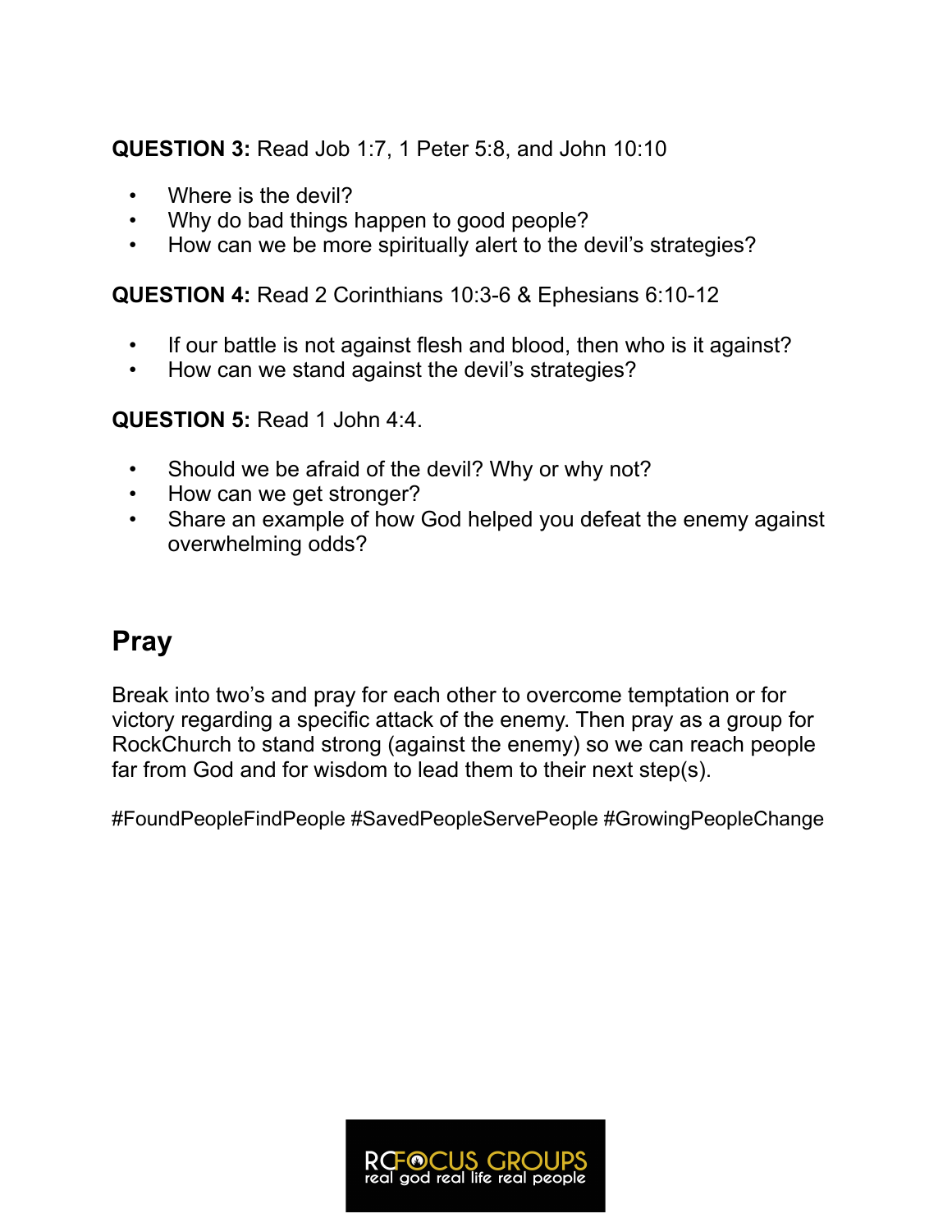**QUESTION 3:** Read Job 1:7, 1 Peter 5:8, and John 10:10

- Where is the devil?
- Why do bad things happen to good people?
- How can we be more spiritually alert to the devil's strategies?

**QUESTION 4:** Read 2 Corinthians 10:3-6 & Ephesians 6:10-12

- If our battle is not against flesh and blood, then who is it against?
- How can we stand against the devil's strategies?

**QUESTION 5:** Read 1 John 4:4.

- Should we be afraid of the devil? Why or why not?
- How can we get stronger?
- Share an example of how God helped you defeat the enemy against overwhelming odds?

## Pray

Break into two's and pray for each other to overcome temptation or for victory regarding a specific attack of the enemy. Then pray as a group for RockChurch to stand strong (against the enemy) so we can reach people far from God and for wisdom to lead them to their next step(s).

#FoundPeopleFindPeople #SavedPeopleServePeople #GrowingPeopleChange

RCFOCUS GROUPS
real god real life real people